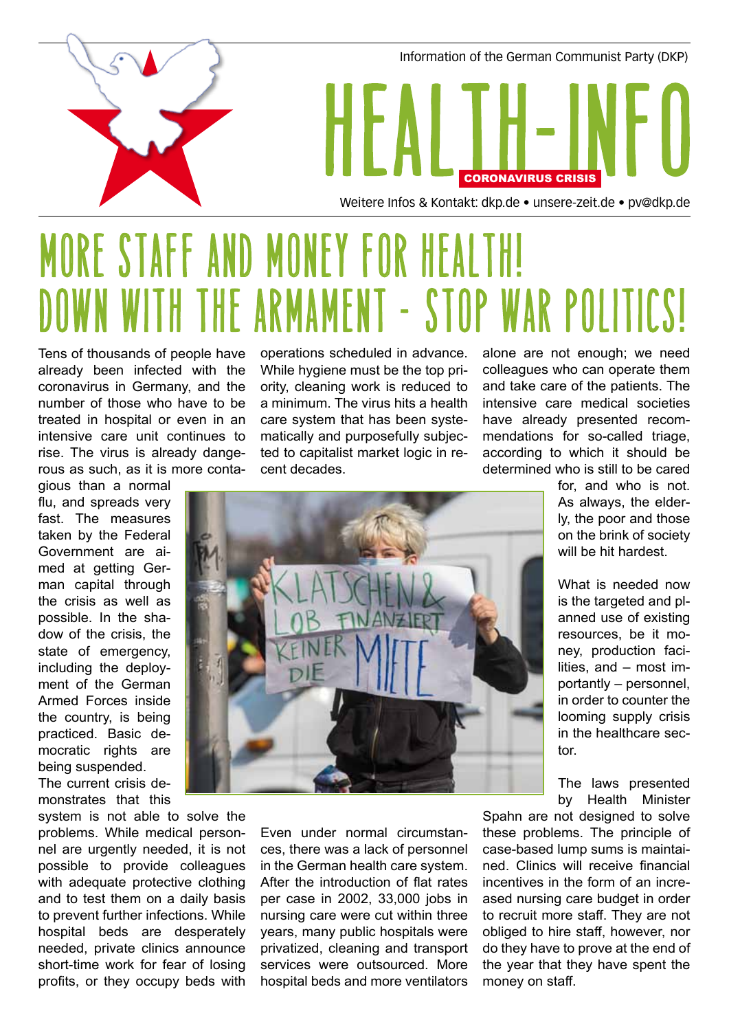Information of the German Communist Party (DKP)

# HEALTH-INFO

CORONAVIRUS CRISIS

Weitere Infos & Kontakt: dkp.de • unsere-zeit.de • pv@dkp.de

# MORE STAFF AND MONEY FOR HEALTH! DOWN WITH THE ARMAMENT – STOP WAR POLITICS!

Tens of thousands of people have already been infected with the coronavirus in Germany, and the number of those who have to be treated in hospital or even in an intensive care unit continues to rise. The virus is already dangerous as such, as it is more contagious than a normal flu, and spreads very fast. The measures taken by the Federal Government are aimed at getting German capital through the crisis as well as possible. In the shadow of the crisis, the state of emergency, including the deployment of the German Armed Forces inside the country, is being practiced. Basic democratic rights are being suspended.

The current crisis demonstrates that this system is not able to solve the problems. While medical personnel are urgently needed, it is not possible to provide colleagues with adequate protective clothing and to test them on a daily basis to prevent further infections. While hospital beds are desperately needed, private clinics announce short-time work for fear of losing profits, or they occupy beds with operations scheduled in advance. While hygiene must be the top priority, cleaning work is reduced to a minimum. The virus hits a health care system that has been systematically and purposefully subjected to capitalist market logic in recent decades.

Even under normal circumstances, there was a lack of personnel in the German health care system. After the introduction of flat rates per case in 2002, 33,000 jobs in nursing care were cut within three years, many public hospitals were privatized, cleaning and transport services were outsourced. More hospital beds and more ventilators alone are not enough; we need colleagues who can operate them and take care of the patients. The intensive care medical societies have already presented recommendations for so-called triage, according to which it should be determined who is still to be cared for, and who is not. As always, the elderly, the poor and those on the brink of society will be hit hardest.

What is needed now is the targeted and planned use of existing resources, be it money, production facilities, and – most importantly – personnel, in order to counter the looming supply crisis in the healthcare sector.

The laws presented by Health Minister Spahn are not designed to solve these problems. The principle of case-based lump sums is maintained. Clinics will receive financial incentives in the form of an increased nursing care budget in order to recruit more staff. They are not obliged to hire staff, however, nor do they have to prove at the end of the year that they have spent the money on staff.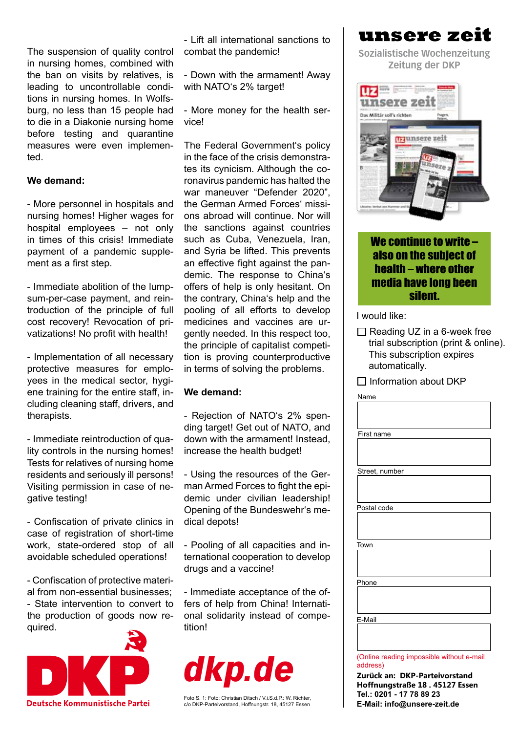The suspension of quality control in nursing homes, combined with the ban on visits by relatives, is leading to uncontrollable conditions in nursing homes. In Wolfsburg, no less than 15 people had to die in a Diakonie nursing home before testing and quarantine measures were even implemented.

**We demand:**

- More personnel in hospitals and nursing homes! Higher wages for hospital employees – not only in times of this crisis! Immediate payment of a pandemic supplement as a first step.

- Immediate abolition of the lump-sum-per-case payment, and reintroduction of the principle of full cost recovery! Revocation of privatizations! No profit with health!

- Implementation of all necessary protective measures for employees in the medical sector, hygiene training for the entire staff, including cleaning staff, drivers, and therapists.

- Immediate reintroduction of quality controls in the nursing homes! Tests for relatives of nursing home residents and seriously ill persons! Visiting permission in case of negative testing!

- Confiscation of private clinics in case of registration of short-time work, state-ordered stop of all avoidable scheduled operations!

- Confiscation of protective material from non-essential businesses;
- State intervention to convert to the production of goods now required.

- Lift all international sanctions to combat the pandemic!

- Down with the armament! Away with NATO's 2% target!

- More money for the health service!

The Federal Government's policy in the face of the crisis demonstrates its cynicism. Although the coronavirus pandemic has halted the war maneuver "Defender 2020", the German Armed Forces' missions abroad will continue. Nor will the sanctions against countries such as Cuba, Venezuela, Iran, and Syria be lifted. This prevents an effective fight against the pandemic. The response to China's offers of help is only hesitant. On the contrary, China's help and the pooling of all efforts to develop medicines and vaccines are urgently needed. In this respect too, the principle of capitalist competition is proving counterproductive in terms of solving the problems.

**We demand:**

- Rejection of NATO's 2% spending target! Get out of NATO, and down with the armament! Instead, increase the health budget!

- Using the resources of the German Armed Forces to fight the epidemic under civilian leadership! Opening of the Bundeswehr's medical depots!

- Pooling of all capacities and international cooperation to develop drugs and a vaccine!

- Immediate acceptance of the offers of help from China! International solidarity instead of competition!

DKP
Deutsche Kommunistische Partei

dkp.de

Foto S. 1: Foto: Christian Ditsch / V.i.S.d.P.: W. Richter, c/o DKP-Parteivorstand, Hoffnungstr. 18, 45127 Essen

# unsere zeit

Sozialistische Wochenzeitung
Zeitung der DKP

**We continue to write – also on the subject of health – where other media have long been silent.**

I would like:

☐ Reading UZ in a 6-week free trial subscription (print & online). This subscription expires automatically.

☐ Information about DKP

Name

First name

Street, number

Postal code

Town

Phone

E-Mail

(Online reading impossible without e-mail address)

**Zurück an: DKP-Parteivorstand**
**Hoffnungstraße 18 . 45127 Essen**
**Tel.: 0201 - 17 78 89 23**
**E-Mail: info@unsere-zeit.de**